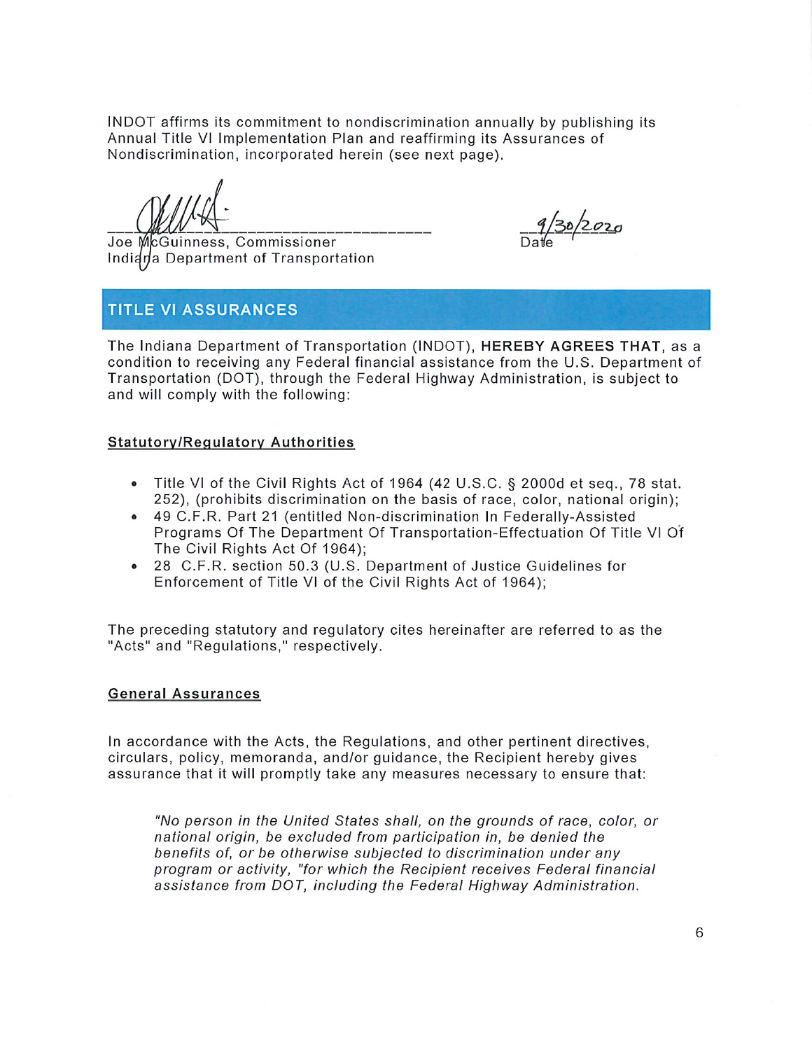INDOT affirms its commitment to nondiscrimination annually by publishing its Annual Title VI Implementation Plan and reaffirming its Assurances of Nondiscrimination, incorporated herein (see next page).

Joe McGuinness, Commissioner
Indiana Department of Transportation

9/30/2020
Date

## TITLE VI ASSURANCES

The Indiana Department of Transportation (INDOT), **HEREBY AGREES THAT**, as a condition to receiving any Federal financial assistance from the U.S. Department of Transportation (DOT), through the Federal Highway Administration, is subject to and will comply with the following:

### Statutory/Regulatory Authorities

- Title VI of the Civil Rights Act of 1964 (42 U.S.C. § 2000d et seq., 78 stat. 252), (prohibits discrimination on the basis of race, color, national origin);
- 49 C.F.R. Part 21 (entitled Non-discrimination In Federally-Assisted Programs Of The Department Of Transportation-Effectuation Of Title VI Of The Civil Rights Act Of 1964);
- 28 C.F.R. section 50.3 (U.S. Department of Justice Guidelines for Enforcement of Title VI of the Civil Rights Act of 1964);

The preceding statutory and regulatory cites hereinafter are referred to as the "Acts" and "Regulations," respectively.

### General Assurances

In accordance with the Acts, the Regulations, and other pertinent directives, circulars, policy, memoranda, and/or guidance, the Recipient hereby gives assurance that it will promptly take any measures necessary to ensure that:

> *"No person in the United States shall, on the grounds of race, color, or national origin, be excluded from participation in, be denied the benefits of, or be otherwise subjected to discrimination under any program or activity, "for which the Recipient receives Federal financial assistance from DOT, including the Federal Highway Administration.*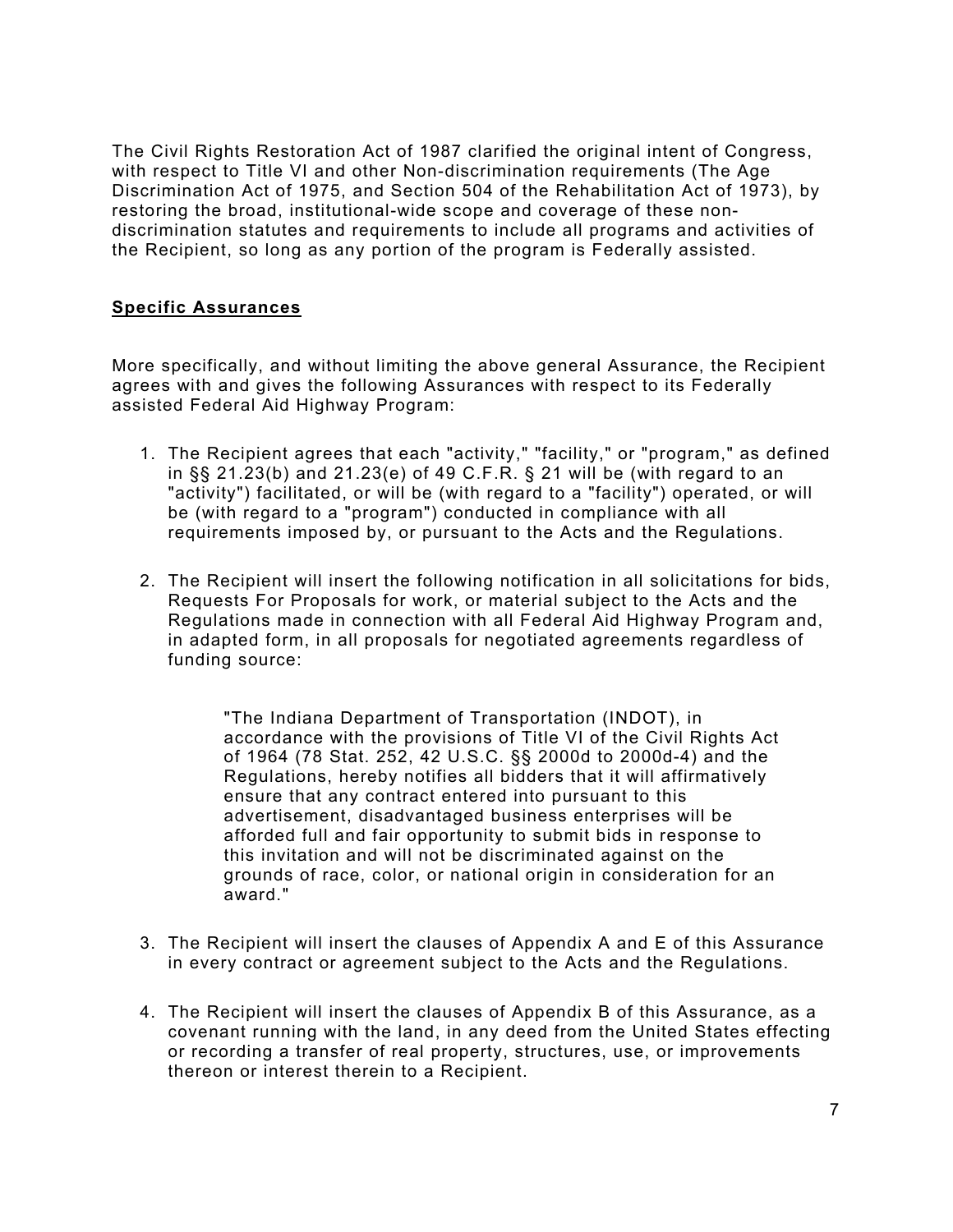The Civil Rights Restoration Act of 1987 clarified the original intent of Congress, with respect to Title VI and other Non-discrimination requirements (The Age Discrimination Act of 1975, and Section 504 of the Rehabilitation Act of 1973), by restoring the broad, institutional-wide scope and coverage of these non-discrimination statutes and requirements to include all programs and activities of the Recipient, so long as any portion of the program is Federally assisted.

**Specific Assurances**

More specifically, and without limiting the above general Assurance, the Recipient agrees with and gives the following Assurances with respect to its Federally assisted Federal Aid Highway Program:

1. The Recipient agrees that each "activity," "facility," or "program," as defined in §§ 21.23(b) and 21.23(e) of 49 C.F.R. § 21 will be (with regard to an "activity") facilitated, or will be (with regard to a "facility") operated, or will be (with regard to a "program") conducted in compliance with all requirements imposed by, or pursuant to the Acts and the Regulations.

2. The Recipient will insert the following notification in all solicitations for bids, Requests For Proposals for work, or material subject to the Acts and the Regulations made in connection with all Federal Aid Highway Program and, in adapted form, in all proposals for negotiated agreements regardless of funding source:

   > "The Indiana Department of Transportation (INDOT), in accordance with the provisions of Title VI of the Civil Rights Act of 1964 (78 Stat. 252, 42 U.S.C. §§ 2000d to 2000d-4) and the Regulations, hereby notifies all bidders that it will affirmatively ensure that any contract entered into pursuant to this advertisement, disadvantaged business enterprises will be afforded full and fair opportunity to submit bids in response to this invitation and will not be discriminated against on the grounds of race, color, or national origin in consideration for an award."

3. The Recipient will insert the clauses of Appendix A and E of this Assurance in every contract or agreement subject to the Acts and the Regulations.

4. The Recipient will insert the clauses of Appendix B of this Assurance, as a covenant running with the land, in any deed from the United States effecting or recording a transfer of real property, structures, use, or improvements thereon or interest therein to a Recipient.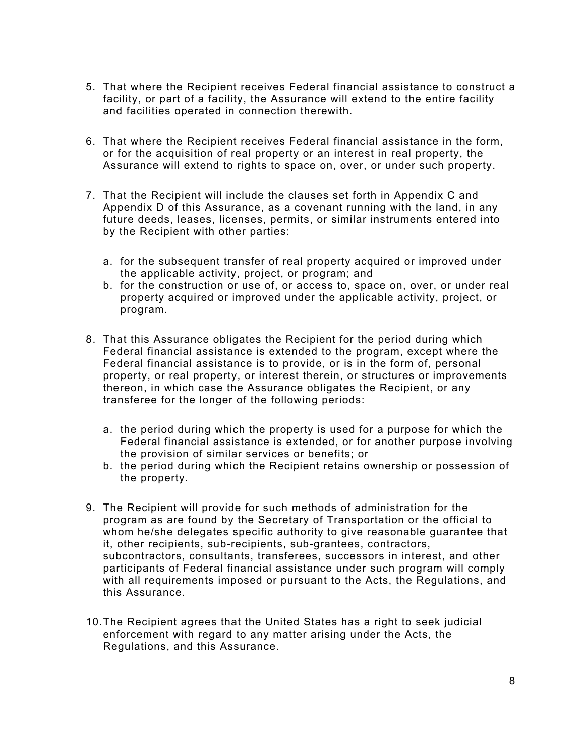5. That where the Recipient receives Federal financial assistance to construct a facility, or part of a facility, the Assurance will extend to the entire facility and facilities operated in connection therewith.

6. That where the Recipient receives Federal financial assistance in the form, or for the acquisition of real property or an interest in real property, the Assurance will extend to rights to space on, over, or under such property.

7. That the Recipient will include the clauses set forth in Appendix C and Appendix D of this Assurance, as a covenant running with the land, in any future deeds, leases, licenses, permits, or similar instruments entered into by the Recipient with other parties:

   a. for the subsequent transfer of real property acquired or improved under the applicable activity, project, or program; and
   b. for the construction or use of, or access to, space on, over, or under real property acquired or improved under the applicable activity, project, or program.

8. That this Assurance obligates the Recipient for the period during which Federal financial assistance is extended to the program, except where the Federal financial assistance is to provide, or is in the form of, personal property, or real property, or interest therein, or structures or improvements thereon, in which case the Assurance obligates the Recipient, or any transferee for the longer of the following periods:

   a. the period during which the property is used for a purpose for which the Federal financial assistance is extended, or for another purpose involving the provision of similar services or benefits; or
   b. the period during which the Recipient retains ownership or possession of the property.

9. The Recipient will provide for such methods of administration for the program as are found by the Secretary of Transportation or the official to whom he/she delegates specific authority to give reasonable guarantee that it, other recipients, sub-recipients, sub-grantees, contractors, subcontractors, consultants, transferees, successors in interest, and other participants of Federal financial assistance under such program will comply with all requirements imposed or pursuant to the Acts, the Regulations, and this Assurance.

10. The Recipient agrees that the United States has a right to seek judicial enforcement with regard to any matter arising under the Acts, the Regulations, and this Assurance.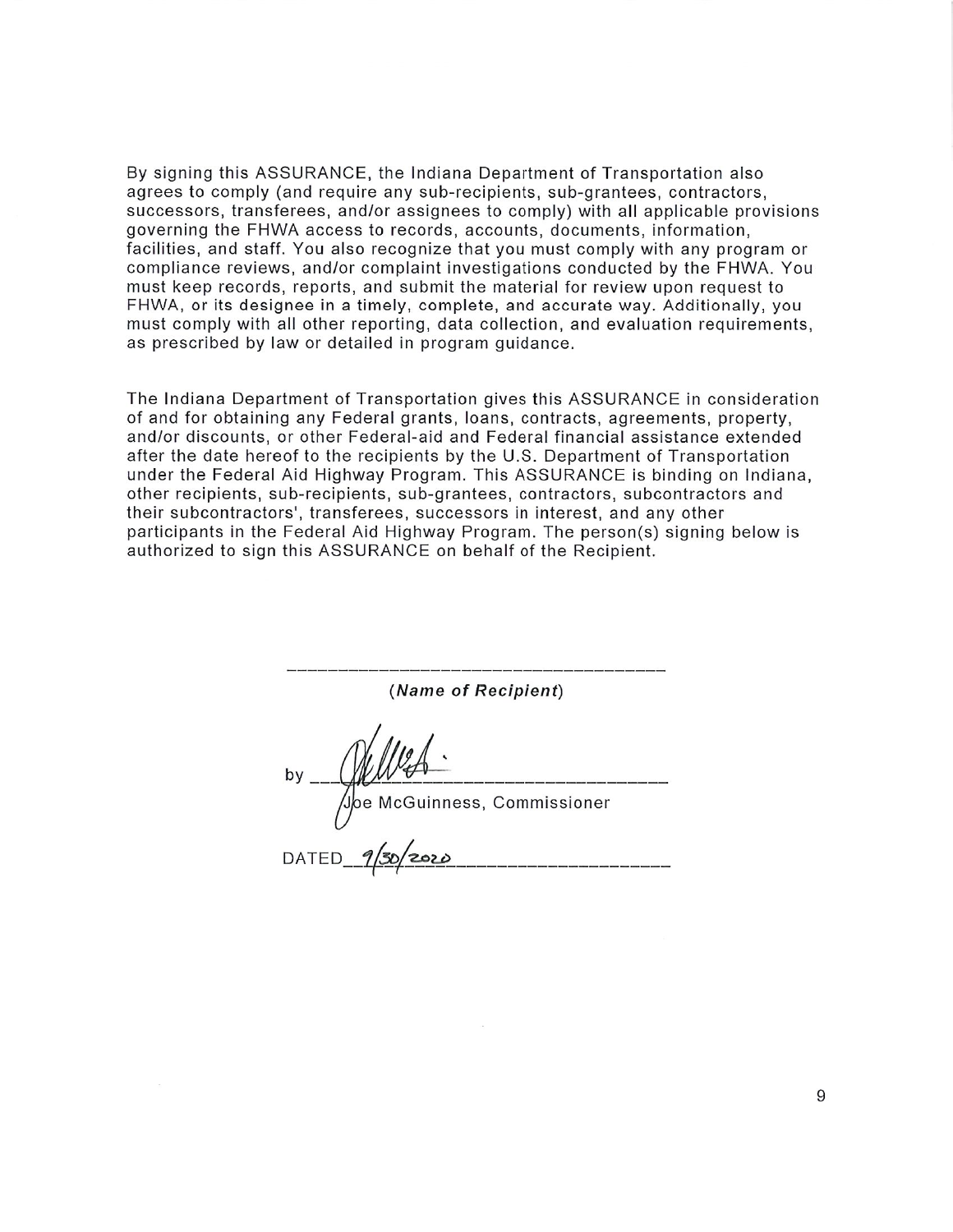By signing this ASSURANCE, the Indiana Department of Transportation also agrees to comply (and require any sub-recipients, sub-grantees, contractors, successors, transferees, and/or assignees to comply) with all applicable provisions governing the FHWA access to records, accounts, documents, information, facilities, and staff. You also recognize that you must comply with any program or compliance reviews, and/or complaint investigations conducted by the FHWA. You must keep records, reports, and submit the material for review upon request to FHWA, or its designee in a timely, complete, and accurate way. Additionally, you must comply with all other reporting, data collection, and evaluation requirements, as prescribed by law or detailed in program guidance.

The Indiana Department of Transportation gives this ASSURANCE in consideration of and for obtaining any Federal grants, loans, contracts, agreements, property, and/or discounts, or other Federal-aid and Federal financial assistance extended after the date hereof to the recipients by the U.S. Department of Transportation under the Federal Aid Highway Program. This ASSURANCE is binding on Indiana, other recipients, sub-recipients, sub-grantees, contractors, subcontractors and their subcontractors', transferees, successors in interest, and any other participants in the Federal Aid Highway Program. The person(s) signing below is authorized to sign this ASSURANCE on behalf of the Recipient.

___________________________________

***(Name of Recipient)***

by ___________________________________

Joe McGuinness, Commissioner

DATED 9/30/2020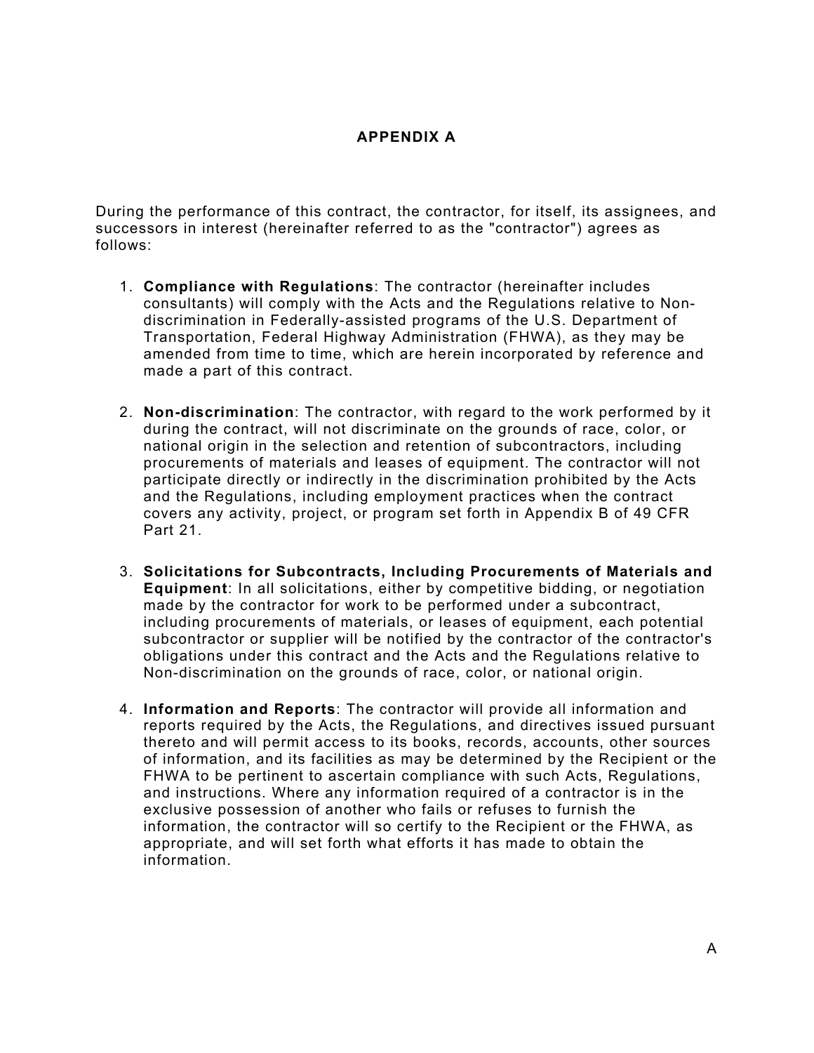# APPENDIX A

During the performance of this contract, the contractor, for itself, its assignees, and successors in interest (hereinafter referred to as the "contractor") agrees as follows:

1. **Compliance with Regulations**: The contractor (hereinafter includes consultants) will comply with the Acts and the Regulations relative to Non-discrimination in Federally-assisted programs of the U.S. Department of Transportation, Federal Highway Administration (FHWA), as they may be amended from time to time, which are herein incorporated by reference and made a part of this contract.

2. **Non-discrimination**: The contractor, with regard to the work performed by it during the contract, will not discriminate on the grounds of race, color, or national origin in the selection and retention of subcontractors, including procurements of materials and leases of equipment. The contractor will not participate directly or indirectly in the discrimination prohibited by the Acts and the Regulations, including employment practices when the contract covers any activity, project, or program set forth in Appendix B of 49 CFR Part 21.

3. **Solicitations for Subcontracts, Including Procurements of Materials and Equipment**: In all solicitations, either by competitive bidding, or negotiation made by the contractor for work to be performed under a subcontract, including procurements of materials, or leases of equipment, each potential subcontractor or supplier will be notified by the contractor of the contractor's obligations under this contract and the Acts and the Regulations relative to Non-discrimination on the grounds of race, color, or national origin.

4. **Information and Reports**: The contractor will provide all information and reports required by the Acts, the Regulations, and directives issued pursuant thereto and will permit access to its books, records, accounts, other sources of information, and its facilities as may be determined by the Recipient or the FHWA to be pertinent to ascertain compliance with such Acts, Regulations, and instructions. Where any information required of a contractor is in the exclusive possession of another who fails or refuses to furnish the information, the contractor will so certify to the Recipient or the FHWA, as appropriate, and will set forth what efforts it has made to obtain the information.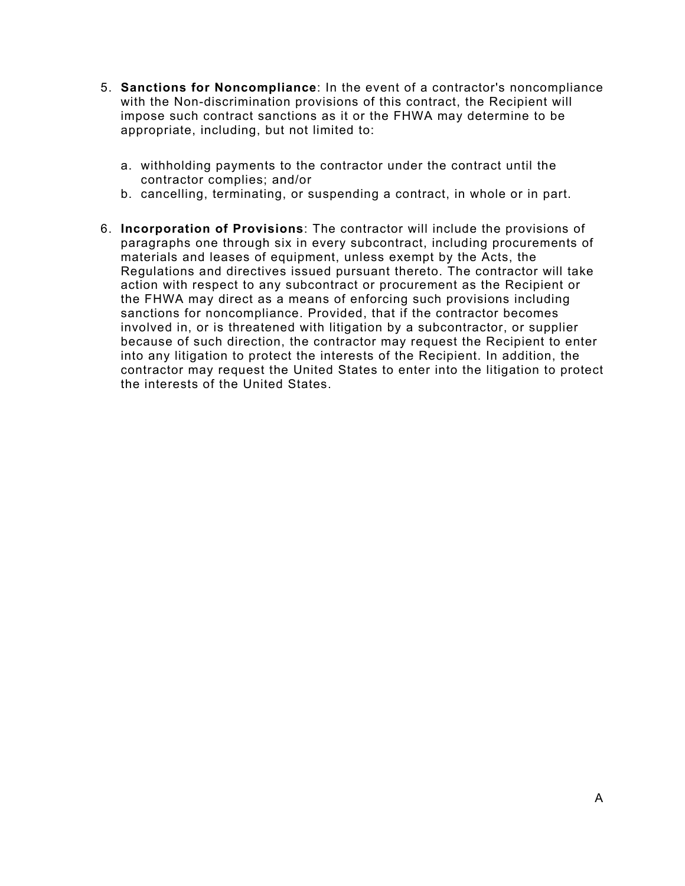5. **Sanctions for Noncompliance**: In the event of a contractor's noncompliance with the Non-discrimination provisions of this contract, the Recipient will impose such contract sanctions as it or the FHWA may determine to be appropriate, including, but not limited to:

   a. withholding payments to the contractor under the contract until the contractor complies; and/or
   b. cancelling, terminating, or suspending a contract, in whole or in part.

6. **Incorporation of Provisions**: The contractor will include the provisions of paragraphs one through six in every subcontract, including procurements of materials and leases of equipment, unless exempt by the Acts, the Regulations and directives issued pursuant thereto. The contractor will take action with respect to any subcontract or procurement as the Recipient or the FHWA may direct as a means of enforcing such provisions including sanctions for noncompliance. Provided, that if the contractor becomes involved in, or is threatened with litigation by a subcontractor, or supplier because of such direction, the contractor may request the Recipient to enter into any litigation to protect the interests of the Recipient. In addition, the contractor may request the United States to enter into the litigation to protect the interests of the United States.

A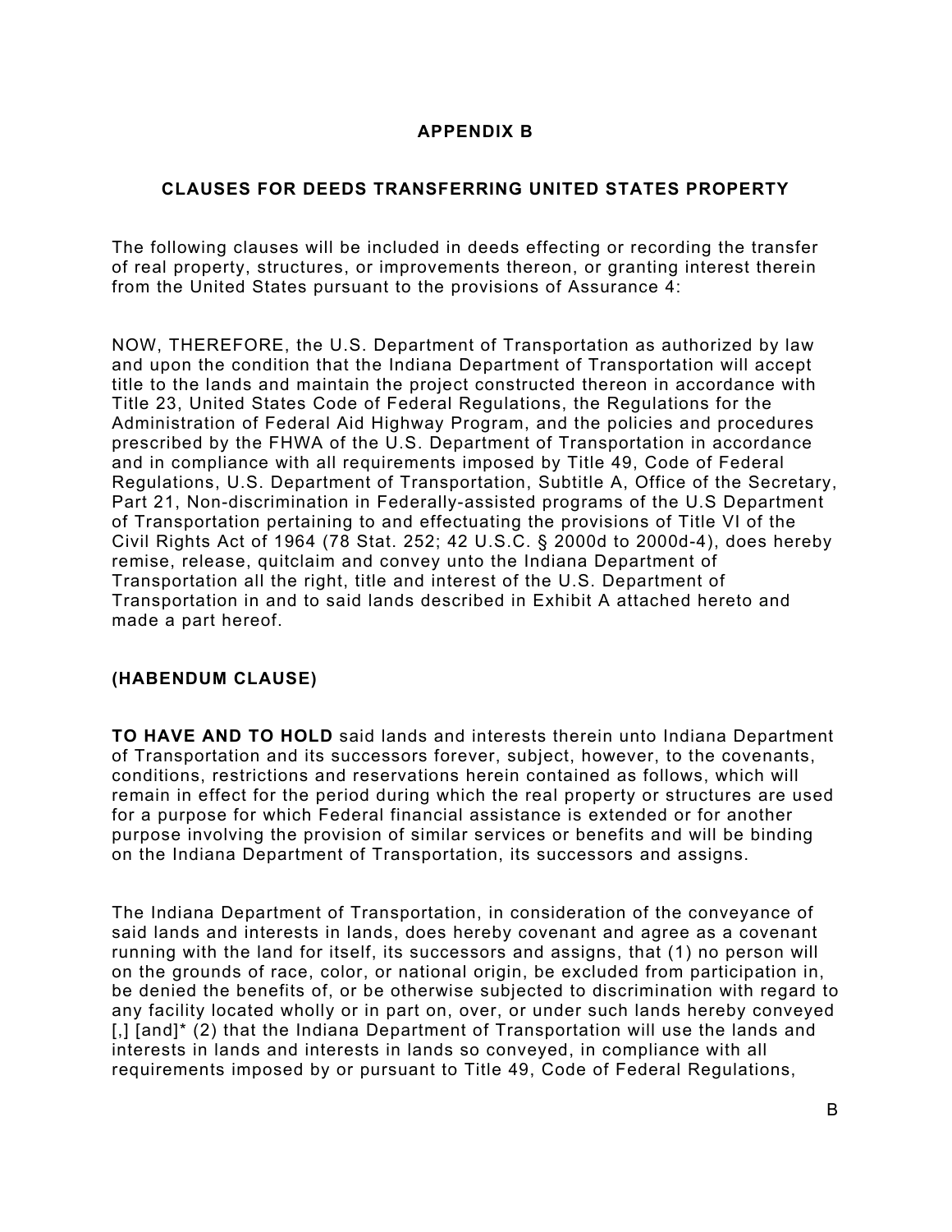## APPENDIX B

### CLAUSES FOR DEEDS TRANSFERRING UNITED STATES PROPERTY

The following clauses will be included in deeds effecting or recording the transfer of real property, structures, or improvements thereon, or granting interest therein from the United States pursuant to the provisions of Assurance 4:

NOW, THEREFORE, the U.S. Department of Transportation as authorized by law and upon the condition that the Indiana Department of Transportation will accept title to the lands and maintain the project constructed thereon in accordance with Title 23, United States Code of Federal Regulations, the Regulations for the Administration of Federal Aid Highway Program, and the policies and procedures prescribed by the FHWA of the U.S. Department of Transportation in accordance and in compliance with all requirements imposed by Title 49, Code of Federal Regulations, U.S. Department of Transportation, Subtitle A, Office of the Secretary, Part 21, Non-discrimination in Federally-assisted programs of the U.S Department of Transportation pertaining to and effectuating the provisions of Title VI of the Civil Rights Act of 1964 (78 Stat. 252; 42 U.S.C. § 2000d to 2000d-4), does hereby remise, release, quitclaim and convey unto the Indiana Department of Transportation all the right, title and interest of the U.S. Department of Transportation in and to said lands described in Exhibit A attached hereto and made a part hereof.

**(HABENDUM CLAUSE)**

**TO HAVE AND TO HOLD** said lands and interests therein unto Indiana Department of Transportation and its successors forever, subject, however, to the covenants, conditions, restrictions and reservations herein contained as follows, which will remain in effect for the period during which the real property or structures are used for a purpose for which Federal financial assistance is extended or for another purpose involving the provision of similar services or benefits and will be binding on the Indiana Department of Transportation, its successors and assigns.

The Indiana Department of Transportation, in consideration of the conveyance of said lands and interests in lands, does hereby covenant and agree as a covenant running with the land for itself, its successors and assigns, that (1) no person will on the grounds of race, color, or national origin, be excluded from participation in, be denied the benefits of, or be otherwise subjected to discrimination with regard to any facility located wholly or in part on, over, or under such lands hereby conveyed [,] [and]* (2) that the Indiana Department of Transportation will use the lands and interests in lands and interests in lands so conveyed, in compliance with all requirements imposed by or pursuant to Title 49, Code of Federal Regulations,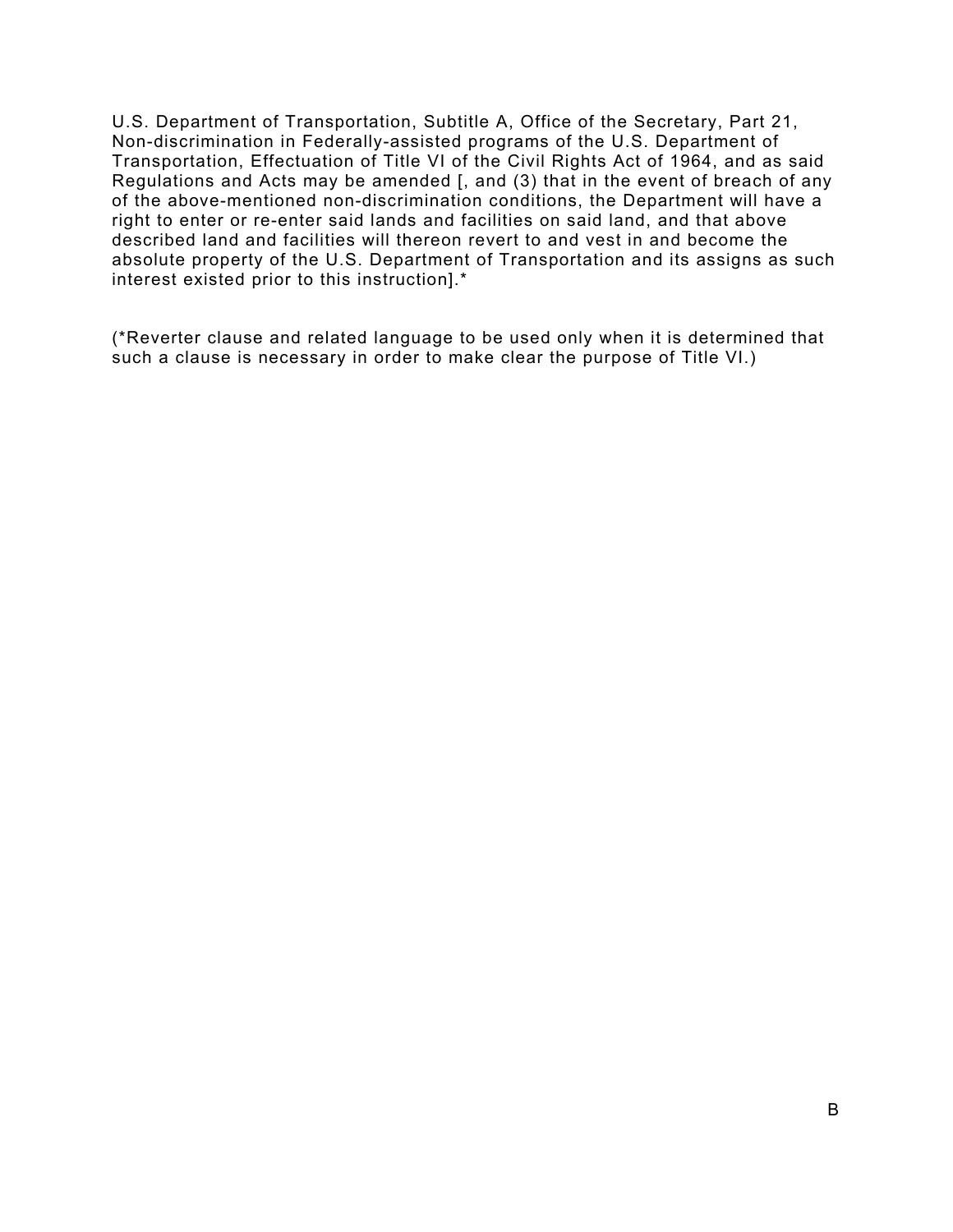U.S. Department of Transportation, Subtitle A, Office of the Secretary, Part 21, Non-discrimination in Federally-assisted programs of the U.S. Department of Transportation, Effectuation of Title VI of the Civil Rights Act of 1964, and as said Regulations and Acts may be amended [, and (3) that in the event of breach of any of the above-mentioned non-discrimination conditions, the Department will have a right to enter or re-enter said lands and facilities on said land, and that above described land and facilities will thereon revert to and vest in and become the absolute property of the U.S. Department of Transportation and its assigns as such interest existed prior to this instruction].*

(*Reverter clause and related language to be used only when it is determined that such a clause is necessary in order to make clear the purpose of Title VI.)

B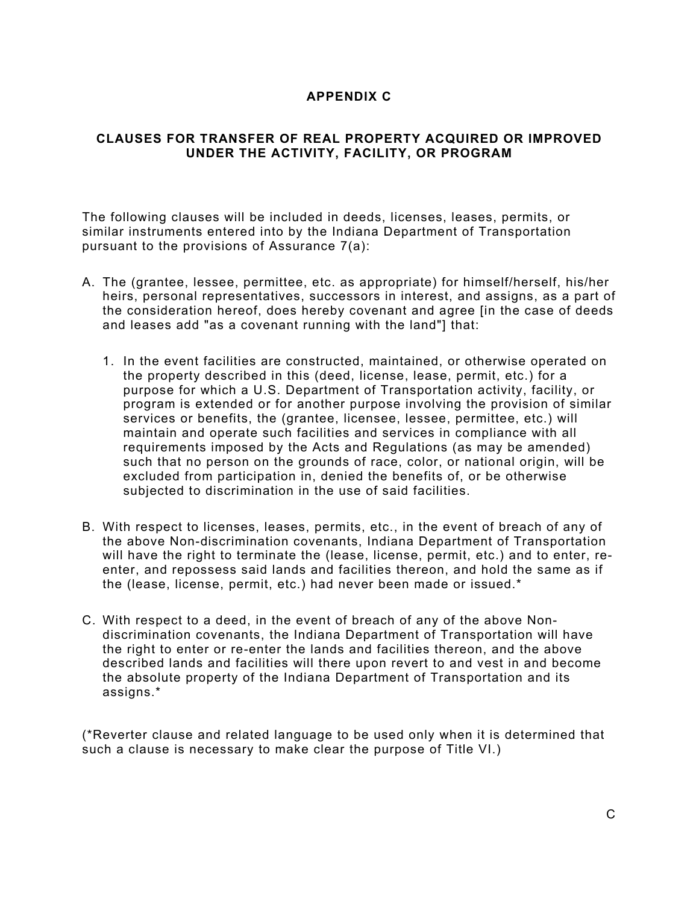# APPENDIX C

## CLAUSES FOR TRANSFER OF REAL PROPERTY ACQUIRED OR IMPROVED UNDER THE ACTIVITY, FACILITY, OR PROGRAM

The following clauses will be included in deeds, licenses, leases, permits, or similar instruments entered into by the Indiana Department of Transportation pursuant to the provisions of Assurance 7(a):

A. The (grantee, lessee, permittee, etc. as appropriate) for himself/herself, his/her heirs, personal representatives, successors in interest, and assigns, as a part of the consideration hereof, does hereby covenant and agree [in the case of deeds and leases add "as a covenant running with the land"] that:

   1. In the event facilities are constructed, maintained, or otherwise operated on the property described in this (deed, license, lease, permit, etc.) for a purpose for which a U.S. Department of Transportation activity, facility, or program is extended or for another purpose involving the provision of similar services or benefits, the (grantee, licensee, lessee, permittee, etc.) will maintain and operate such facilities and services in compliance with all requirements imposed by the Acts and Regulations (as may be amended) such that no person on the grounds of race, color, or national origin, will be excluded from participation in, denied the benefits of, or be otherwise subjected to discrimination in the use of said facilities.

B. With respect to licenses, leases, permits, etc., in the event of breach of any of the above Non-discrimination covenants, Indiana Department of Transportation will have the right to terminate the (lease, license, permit, etc.) and to enter, re-enter, and repossess said lands and facilities thereon, and hold the same as if the (lease, license, permit, etc.) had never been made or issued.*

C. With respect to a deed, in the event of breach of any of the above Non-discrimination covenants, the Indiana Department of Transportation will have the right to enter or re-enter the lands and facilities thereon, and the above described lands and facilities will there upon revert to and vest in and become the absolute property of the Indiana Department of Transportation and its assigns.*

(*Reverter clause and related language to be used only when it is determined that such a clause is necessary to make clear the purpose of Title VI.)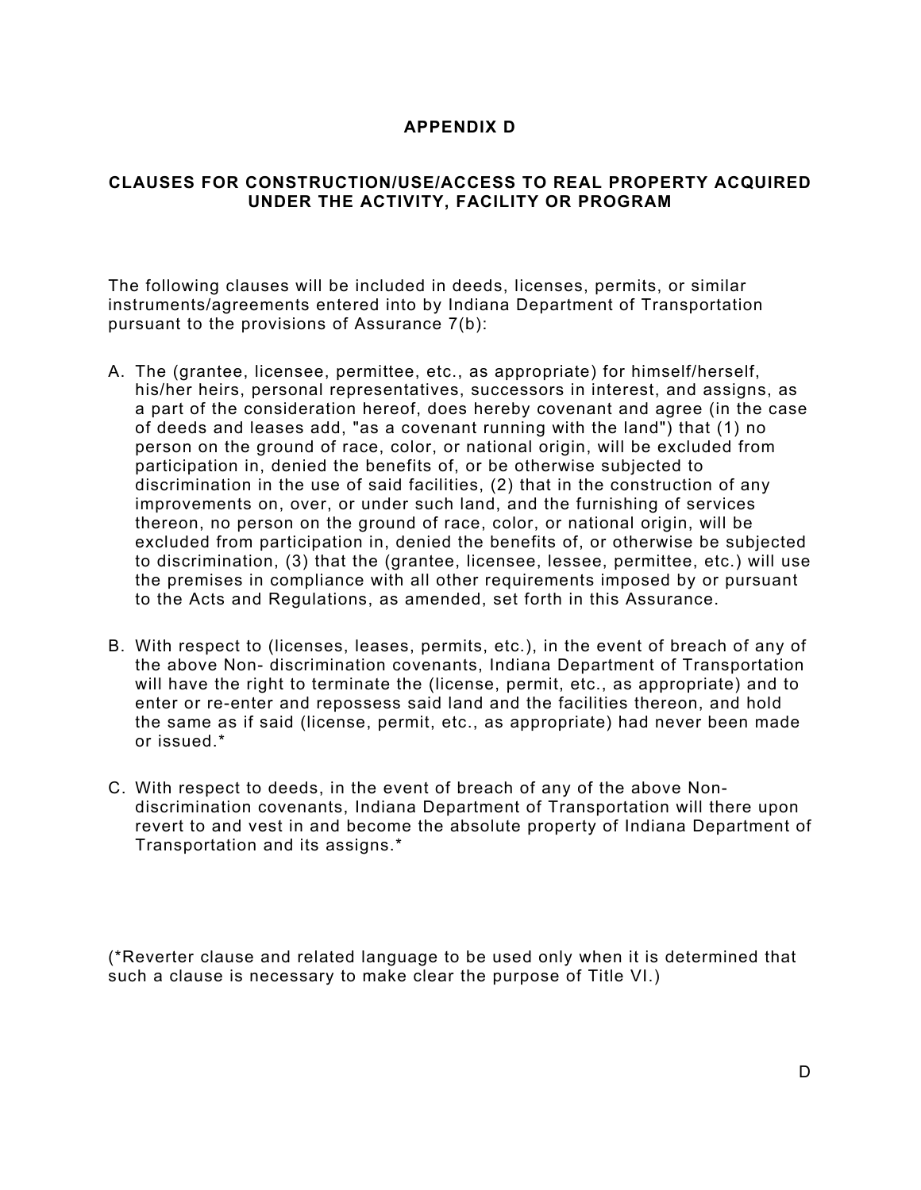# APPENDIX D

## CLAUSES FOR CONSTRUCTION/USE/ACCESS TO REAL PROPERTY ACQUIRED UNDER THE ACTIVITY, FACILITY OR PROGRAM

The following clauses will be included in deeds, licenses, permits, or similar instruments/agreements entered into by Indiana Department of Transportation pursuant to the provisions of Assurance 7(b):

A. The (grantee, licensee, permittee, etc., as appropriate) for himself/herself, his/her heirs, personal representatives, successors in interest, and assigns, as a part of the consideration hereof, does hereby covenant and agree (in the case of deeds and leases add, "as a covenant running with the land") that (1) no person on the ground of race, color, or national origin, will be excluded from participation in, denied the benefits of, or be otherwise subjected to discrimination in the use of said facilities, (2) that in the construction of any improvements on, over, or under such land, and the furnishing of services thereon, no person on the ground of race, color, or national origin, will be excluded from participation in, denied the benefits of, or otherwise be subjected to discrimination, (3) that the (grantee, licensee, lessee, permittee, etc.) will use the premises in compliance with all other requirements imposed by or pursuant to the Acts and Regulations, as amended, set forth in this Assurance.

B. With respect to (licenses, leases, permits, etc.), in the event of breach of any of the above Non- discrimination covenants, Indiana Department of Transportation will have the right to terminate the (license, permit, etc., as appropriate) and to enter or re-enter and repossess said land and the facilities thereon, and hold the same as if said (license, permit, etc., as appropriate) had never been made or issued.*

C. With respect to deeds, in the event of breach of any of the above Non-discrimination covenants, Indiana Department of Transportation will there upon revert to and vest in and become the absolute property of Indiana Department of Transportation and its assigns.*

(*Reverter clause and related language to be used only when it is determined that such a clause is necessary to make clear the purpose of Title VI.)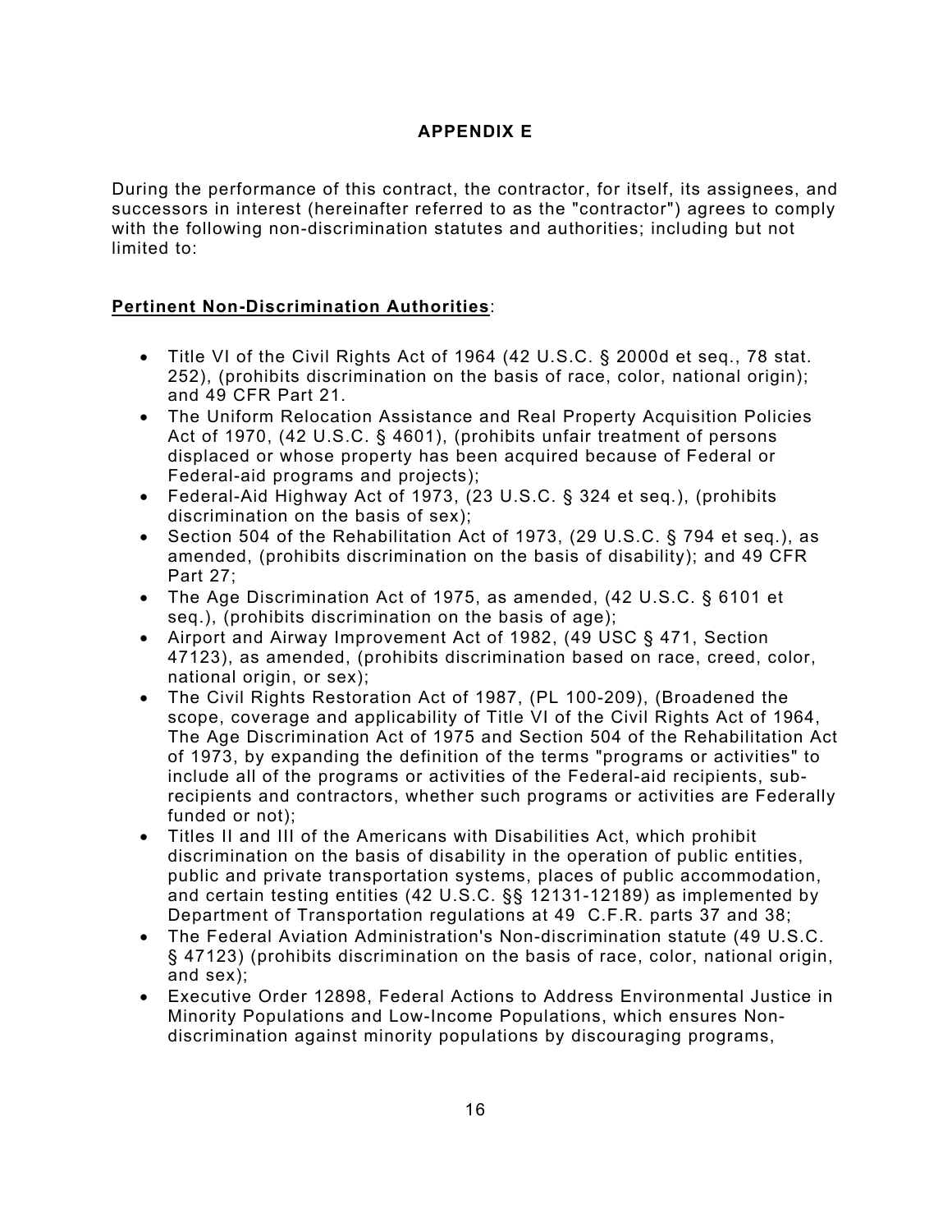# APPENDIX E

During the performance of this contract, the contractor, for itself, its assignees, and successors in interest (hereinafter referred to as the "contractor") agrees to comply with the following non-discrimination statutes and authorities; including but not limited to:

**Pertinent Non-Discrimination Authorities**:

- Title VI of the Civil Rights Act of 1964 (42 U.S.C. § 2000d et seq., 78 stat. 252), (prohibits discrimination on the basis of race, color, national origin); and 49 CFR Part 21.
- The Uniform Relocation Assistance and Real Property Acquisition Policies Act of 1970, (42 U.S.C. § 4601), (prohibits unfair treatment of persons displaced or whose property has been acquired because of Federal or Federal-aid programs and projects);
- Federal-Aid Highway Act of 1973, (23 U.S.C. § 324 et seq.), (prohibits discrimination on the basis of sex);
- Section 504 of the Rehabilitation Act of 1973, (29 U.S.C. § 794 et seq.), as amended, (prohibits discrimination on the basis of disability); and 49 CFR Part 27;
- The Age Discrimination Act of 1975, as amended, (42 U.S.C. § 6101 et seq.), (prohibits discrimination on the basis of age);
- Airport and Airway Improvement Act of 1982, (49 USC § 471, Section 47123), as amended, (prohibits discrimination based on race, creed, color, national origin, or sex);
- The Civil Rights Restoration Act of 1987, (PL 100-209), (Broadened the scope, coverage and applicability of Title VI of the Civil Rights Act of 1964, The Age Discrimination Act of 1975 and Section 504 of the Rehabilitation Act of 1973, by expanding the definition of the terms "programs or activities" to include all of the programs or activities of the Federal-aid recipients, sub-recipients and contractors, whether such programs or activities are Federally funded or not);
- Titles II and III of the Americans with Disabilities Act, which prohibit discrimination on the basis of disability in the operation of public entities, public and private transportation systems, places of public accommodation, and certain testing entities (42 U.S.C. §§ 12131-12189) as implemented by Department of Transportation regulations at 49 C.F.R. parts 37 and 38;
- The Federal Aviation Administration's Non-discrimination statute (49 U.S.C. § 47123) (prohibits discrimination on the basis of race, color, national origin, and sex);
- Executive Order 12898, Federal Actions to Address Environmental Justice in Minority Populations and Low-Income Populations, which ensures Non-discrimination against minority populations by discouraging programs,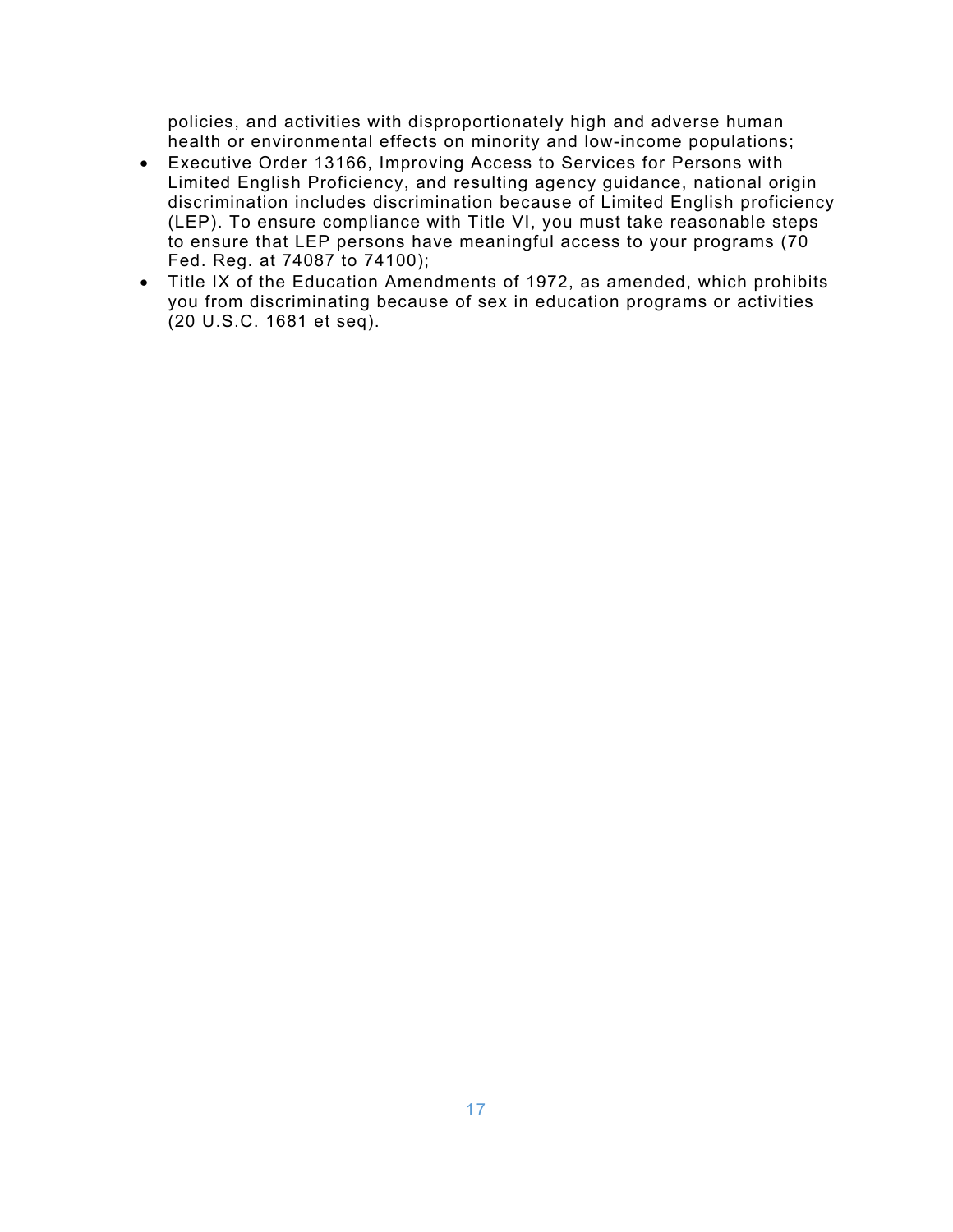policies, and activities with disproportionately high and adverse human health or environmental effects on minority and low-income populations;

- Executive Order 13166, Improving Access to Services for Persons with Limited English Proficiency, and resulting agency guidance, national origin discrimination includes discrimination because of Limited English proficiency (LEP). To ensure compliance with Title VI, you must take reasonable steps to ensure that LEP persons have meaningful access to your programs (70 Fed. Reg. at 74087 to 74100);
- Title IX of the Education Amendments of 1972, as amended, which prohibits you from discriminating because of sex in education programs or activities (20 U.S.C. 1681 et seq).